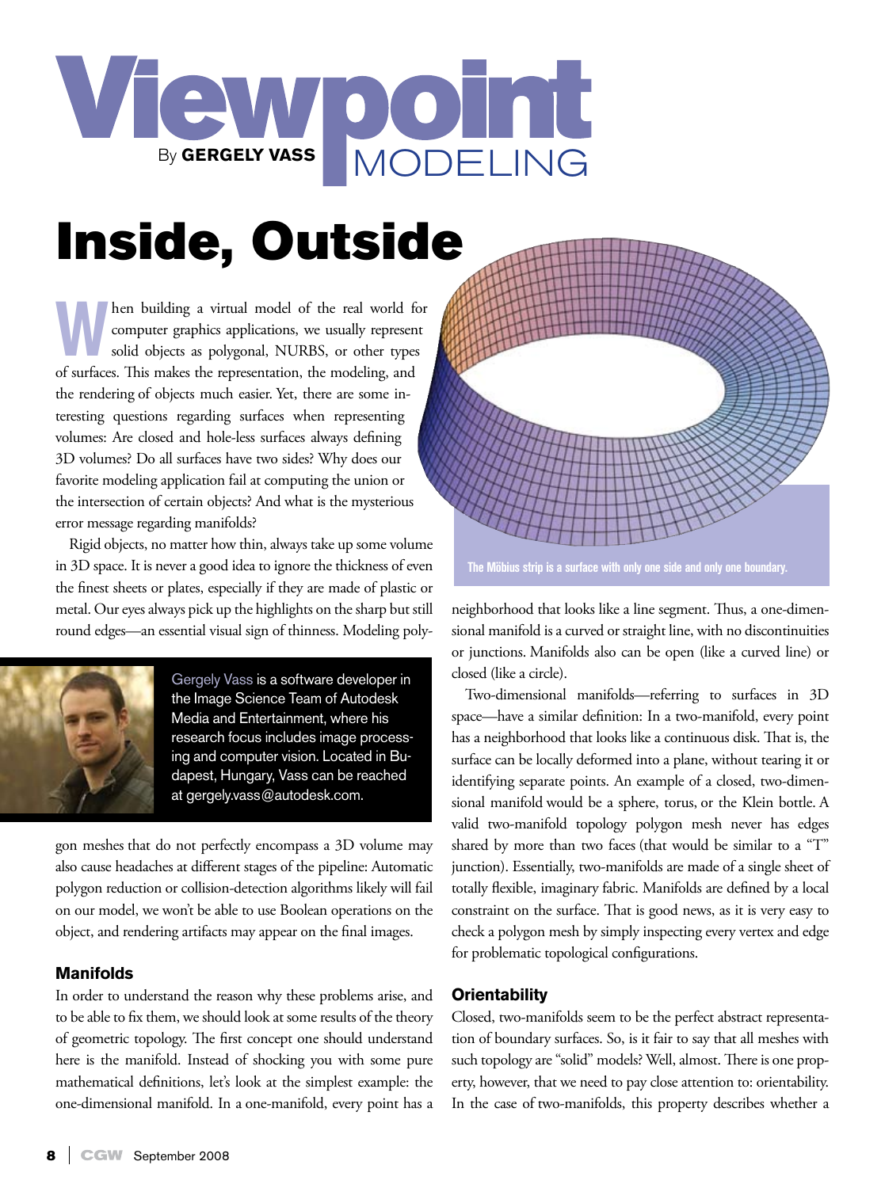# Viewpoint

By **GERGELY VASS** MODELING

# Inside, Outside

When building a virtual model of the real world for computer graphics applications, we usually represent solid objects as polygonal, NURBS, or other types of surfaces. This makes the representation, the modeling, and the rendering of objects much easier. Yet, there are some interesting questions regarding surfaces when representing volumes: Are closed and hole-less surfaces always defining 3D volumes? Do all surfaces have two sides? Why does our favorite modeling application fail at computing the union or the intersection of certain objects? And what is the mysterious error message regarding manifolds?

Rigid objects, no matter how thin, always take up some volume in 3D space. It is never a good idea to ignore the thickness of even the finest sheets or plates, especially if they are made of plastic or metal. Our eyes always pick up the highlights on the sharp but still round edges—an essential visual sign of thinness. Modeling polygon meshes that do not perfectly encompass a 3D volume may also cause headaches at different stages of the pipeline: Automatic polygon reduction or collision-detection algorithms likely will fail on our model, we won't be able to use Boolean operations on the object, and rendering artifacts may appear on the final images.

Gergely Vass is a software developer in the Image Science Team of Autodesk Media and Entertainment, where his research focus includes image processing and computer vision. Located in Budapest, Hungary, Vass can be reached at gergely.vass@autodesk.com.

## Manifolds

In order to understand the reason why these problems arise, and to be able to fix them, we should look at some results of the theory of geometric topology. The first concept one should understand here is the manifold. Instead of shocking you with some pure mathematical definitions, let's look at the simplest example: the one-dimensional manifold. In a one-manifold, every point has a neighborhood that looks like a line segment. Thus, a one-dimensional manifold is a curved or straight line, with no discontinuities or junctions. Manifolds also can be open (like a curved line) or closed (like a circle).

The Möbius strip is a surface with only one side and only one boundary.

Two-dimensional manifolds—referring to surfaces in 3D space—have a similar definition: In a two-manifold, every point has a neighborhood that looks like a continuous disk. That is, the surface can be locally deformed into a plane, without tearing it or identifying separate points. An example of a closed, two-dimensional manifold would be a sphere, torus, or the Klein bottle. A valid two-manifold topology polygon mesh never has edges shared by more than two faces (that would be similar to a "T" junction). Essentially, two-manifolds are made of a single sheet of totally flexible, imaginary fabric. Manifolds are defined by a local constraint on the surface. That is good news, as it is very easy to check a polygon mesh by simply inspecting every vertex and edge for problematic topological configurations.

## Orientability

Closed, two-manifolds seem to be the perfect abstract representation of boundary surfaces. So, is it fair to say that all meshes with such topology are "solid" models? Well, almost. There is one property, however, that we need to pay close attention to: orientability. In the case of two-manifolds, this property describes whether a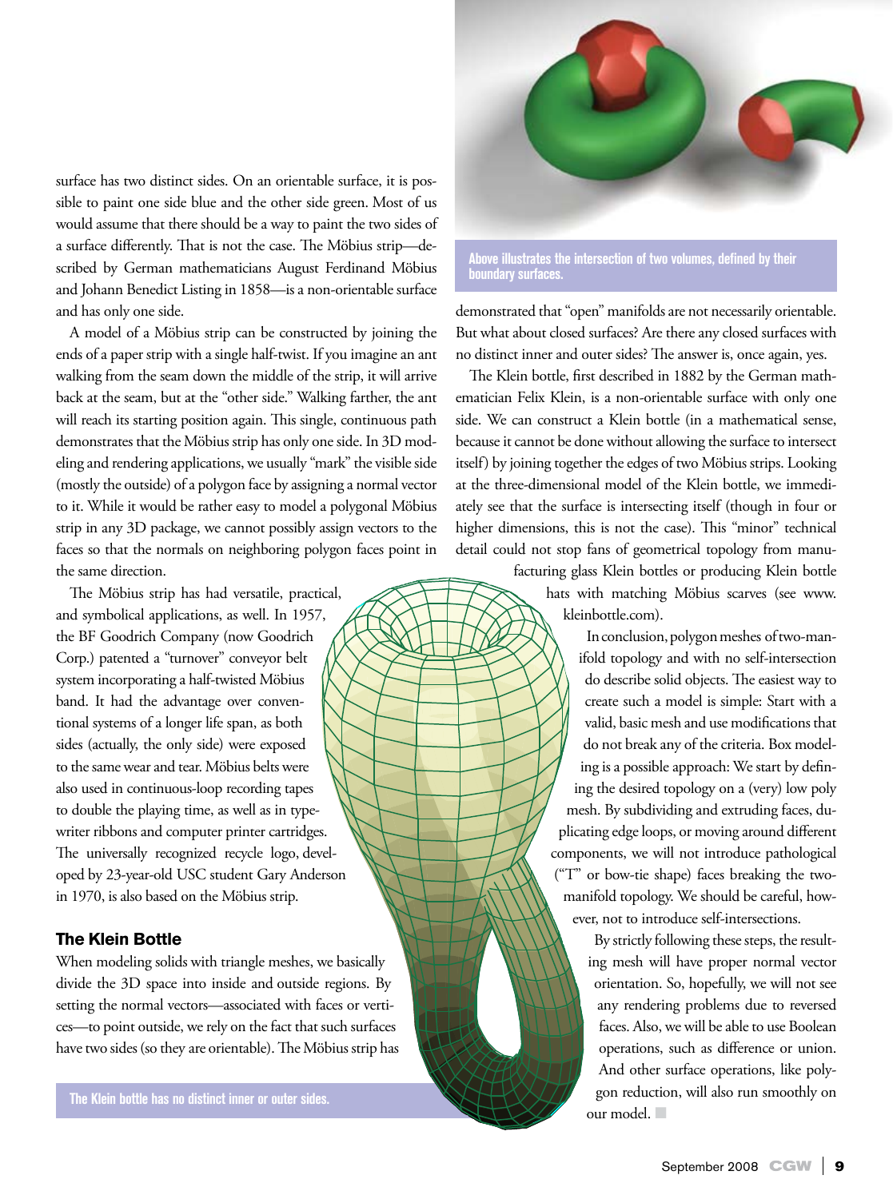surface has two distinct sides. On an orientable surface, it is possible to paint one side blue and the other side green. Most of us would assume that there should be a way to paint the two sides of a surface differently. That is not the case. The Möbius strip—described by German mathematicians August Ferdinand Möbius and Johann Benedict Listing in 1858—is a non-orientable surface and has only one side.

A model of a Möbius strip can be constructed by joining the ends of a paper strip with a single half-twist. If you imagine an ant walking from the seam down the middle of the strip, it will arrive back at the seam, but at the "other side." Walking farther, the ant will reach its starting position again. This single, continuous path demonstrates that the Möbius strip has only one side. In 3D modeling and rendering applications, we usually "mark" the visible side (mostly the outside) of a polygon face by assigning a normal vector to it. While it would be rather easy to model a polygonal Möbius strip in any 3D package, we cannot possibly assign vectors to the faces so that the normals on neighboring polygon faces point in the same direction.

The Möbius strip has had versatile, practical, and symbolical applications, as well. In 1957, the BF Goodrich Company (now Goodrich Corp.) patented a "turnover" conveyor belt system incorporating a half-twisted Möbius band. It had the advantage over conventional systems of a longer life span, as both sides (actually, the only side) were exposed to the same wear and tear. Möbius belts were also used in continuous-loop recording tapes to double the playing time, as well as in typewriter ribbons and computer printer cartridges. The universally recognized recycle logo, developed by 23-year-old USC student Gary Anderson in 1970, is also based on the Möbius strip.

## The Klein Bottle

When modeling solids with triangle meshes, we basically divide the 3D space into inside and outside regions. By setting the normal vectors—associated with faces or vertices—to point outside, we rely on the fact that such surfaces have two sides (so they are orientable). The Möbius strip has demonstrated that "open" manifolds are not necessarily orientable. But what about closed surfaces? Are there any closed surfaces with no distinct inner and outer sides? The answer is, once again, yes.

The Klein bottle, first described in 1882 by the German mathematician Felix Klein, is a non-orientable surface with only one side. We can construct a Klein bottle (in a mathematical sense, because it cannot be done without allowing the surface to intersect itself) by joining together the edges of two Möbius strips. Looking at the three-dimensional model of the Klein bottle, we immediately see that the surface is intersecting itself (though in four or higher dimensions, this is not the case). This "minor" technical detail could not stop fans of geometrical topology from manufacturing glass Klein bottles or producing Klein bottle hats with matching Möbius scarves (see www.kleinbottle.com).

In conclusion, polygon meshes of two-manifold topology and with no self-intersection do describe solid objects. The easiest way to create such a model is simple: Start with a valid, basic mesh and use modifications that do not break any of the criteria. Box modeling is a possible approach: We start by defining the desired topology on a (very) low poly mesh. By subdividing and extruding faces, duplicating edge loops, or moving around different components, we will not introduce pathological ("T" or bow-tie shape) faces breaking the two-manifold topology. We should be careful, however, not to introduce self-intersections.

By strictly following these steps, the resulting mesh will have proper normal vector orientation. So, hopefully, we will not see any rendering problems due to reversed faces. Also, we will be able to use Boolean operations, such as difference or union. And other surface operations, like polygon reduction, will also run smoothly on our model. ■

Above illustrates the intersection of two volumes, defined by their boundary surfaces.

The Klein bottle has no distinct inner or outer sides.